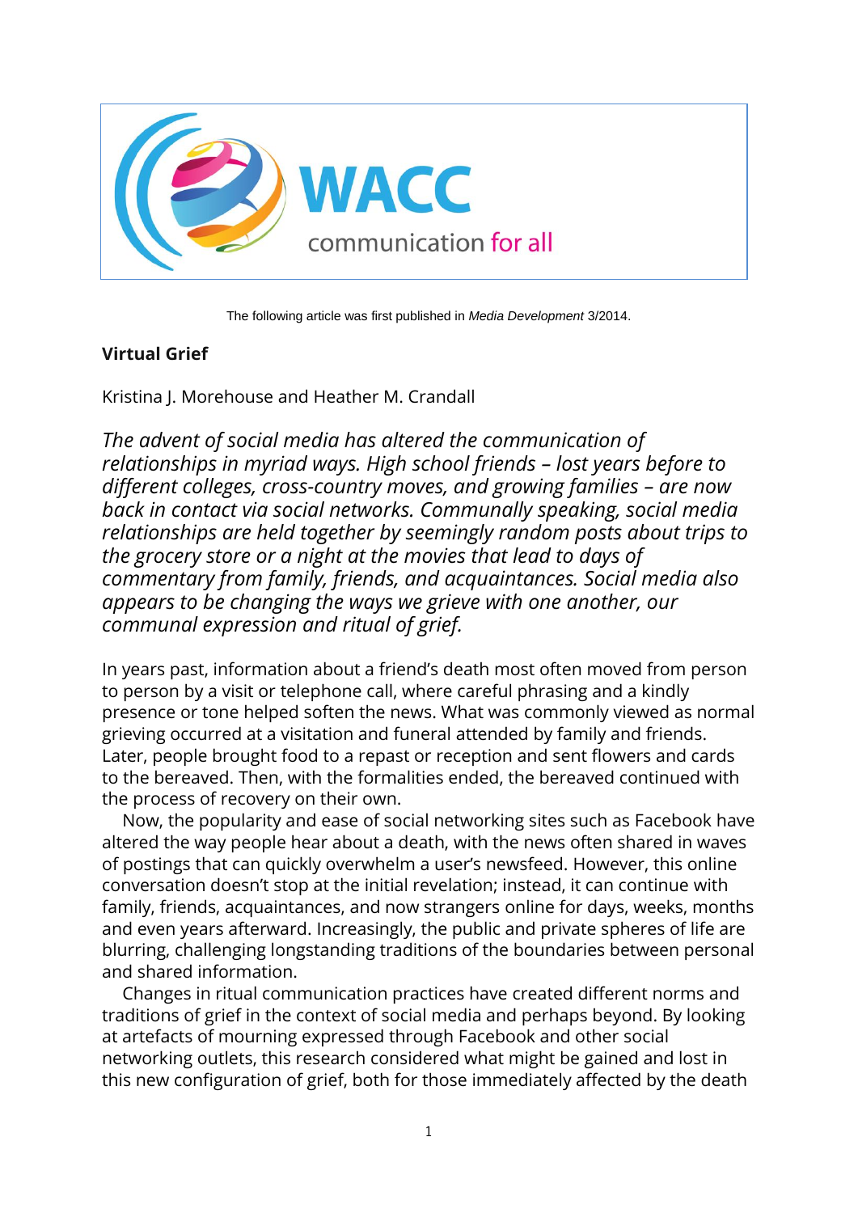WACC

communication for all

The following article was first published in *Media Development* 3/2014.

## Virtual Grief

Kristina J. Morehouse and Heather M. Crandall

*The advent of social media has altered the communication of relationships in myriad ways. High school friends – lost years before to different colleges, cross-country moves, and growing families – are now back in contact via social networks. Communally speaking, social media relationships are held together by seemingly random posts about trips to the grocery store or a night at the movies that lead to days of commentary from family, friends, and acquaintances. Social media also appears to be changing the ways we grieve with one another, our communal expression and ritual of grief.*

In years past, information about a friend's death most often moved from person to person by a visit or telephone call, where careful phrasing and a kindly presence or tone helped soften the news. What was commonly viewed as normal grieving occurred at a visitation and funeral attended by family and friends. Later, people brought food to a repast or reception and sent flowers and cards to the bereaved. Then, with the formalities ended, the bereaved continued with the process of recovery on their own.

Now, the popularity and ease of social networking sites such as Facebook have altered the way people hear about a death, with the news often shared in waves of postings that can quickly overwhelm a user's newsfeed. However, this online conversation doesn't stop at the initial revelation; instead, it can continue with family, friends, acquaintances, and now strangers online for days, weeks, months and even years afterward. Increasingly, the public and private spheres of life are blurring, challenging longstanding traditions of the boundaries between personal and shared information.

Changes in ritual communication practices have created different norms and traditions of grief in the context of social media and perhaps beyond. By looking at artefacts of mourning expressed through Facebook and other social networking outlets, this research considered what might be gained and lost in this new configuration of grief, both for those immediately affected by the death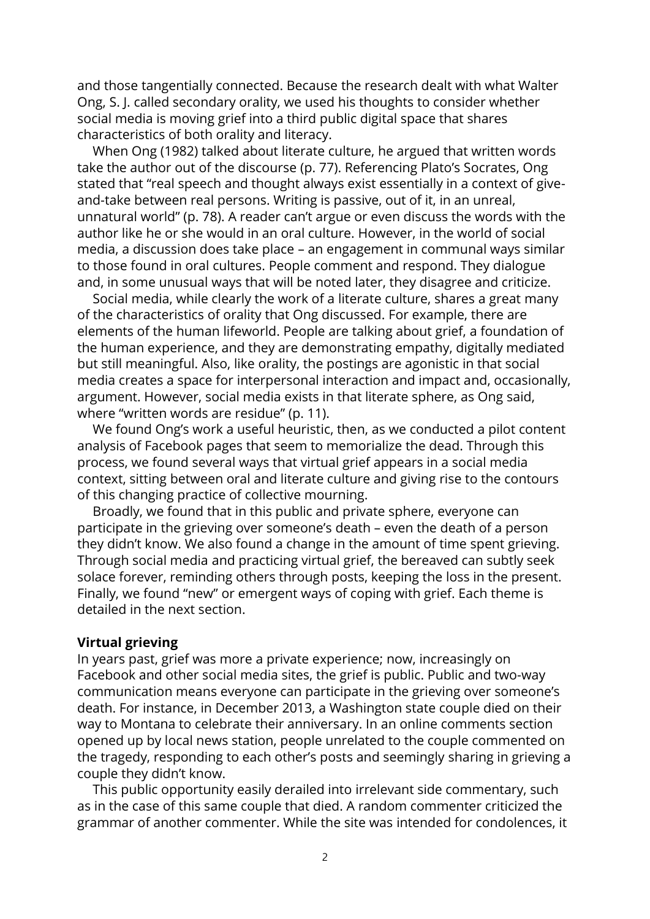and those tangentially connected. Because the research dealt with what Walter Ong, S. J. called secondary orality, we used his thoughts to consider whether social media is moving grief into a third public digital space that shares characteristics of both orality and literacy.

When Ong (1982) talked about literate culture, he argued that written words take the author out of the discourse (p. 77). Referencing Plato's Socrates, Ong stated that "real speech and thought always exist essentially in a context of give-and-take between real persons. Writing is passive, out of it, in an unreal, unnatural world" (p. 78). A reader can't argue or even discuss the words with the author like he or she would in an oral culture. However, in the world of social media, a discussion does take place – an engagement in communal ways similar to those found in oral cultures. People comment and respond. They dialogue and, in some unusual ways that will be noted later, they disagree and criticize.

Social media, while clearly the work of a literate culture, shares a great many of the characteristics of orality that Ong discussed. For example, there are elements of the human lifeworld. People are talking about grief, a foundation of the human experience, and they are demonstrating empathy, digitally mediated but still meaningful. Also, like orality, the postings are agonistic in that social media creates a space for interpersonal interaction and impact and, occasionally, argument. However, social media exists in that literate sphere, as Ong said, where "written words are residue" (p. 11).

We found Ong's work a useful heuristic, then, as we conducted a pilot content analysis of Facebook pages that seem to memorialize the dead. Through this process, we found several ways that virtual grief appears in a social media context, sitting between oral and literate culture and giving rise to the contours of this changing practice of collective mourning.

Broadly, we found that in this public and private sphere, everyone can participate in the grieving over someone's death – even the death of a person they didn't know. We also found a change in the amount of time spent grieving. Through social media and practicing virtual grief, the bereaved can subtly seek solace forever, reminding others through posts, keeping the loss in the present. Finally, we found "new" or emergent ways of coping with grief. Each theme is detailed in the next section.

## Virtual grieving

In years past, grief was more a private experience; now, increasingly on Facebook and other social media sites, the grief is public. Public and two-way communication means everyone can participate in the grieving over someone's death. For instance, in December 2013, a Washington state couple died on their way to Montana to celebrate their anniversary. In an online comments section opened up by local news station, people unrelated to the couple commented on the tragedy, responding to each other's posts and seemingly sharing in grieving a couple they didn't know.

This public opportunity easily derailed into irrelevant side commentary, such as in the case of this same couple that died. A random commenter criticized the grammar of another commenter. While the site was intended for condolences, it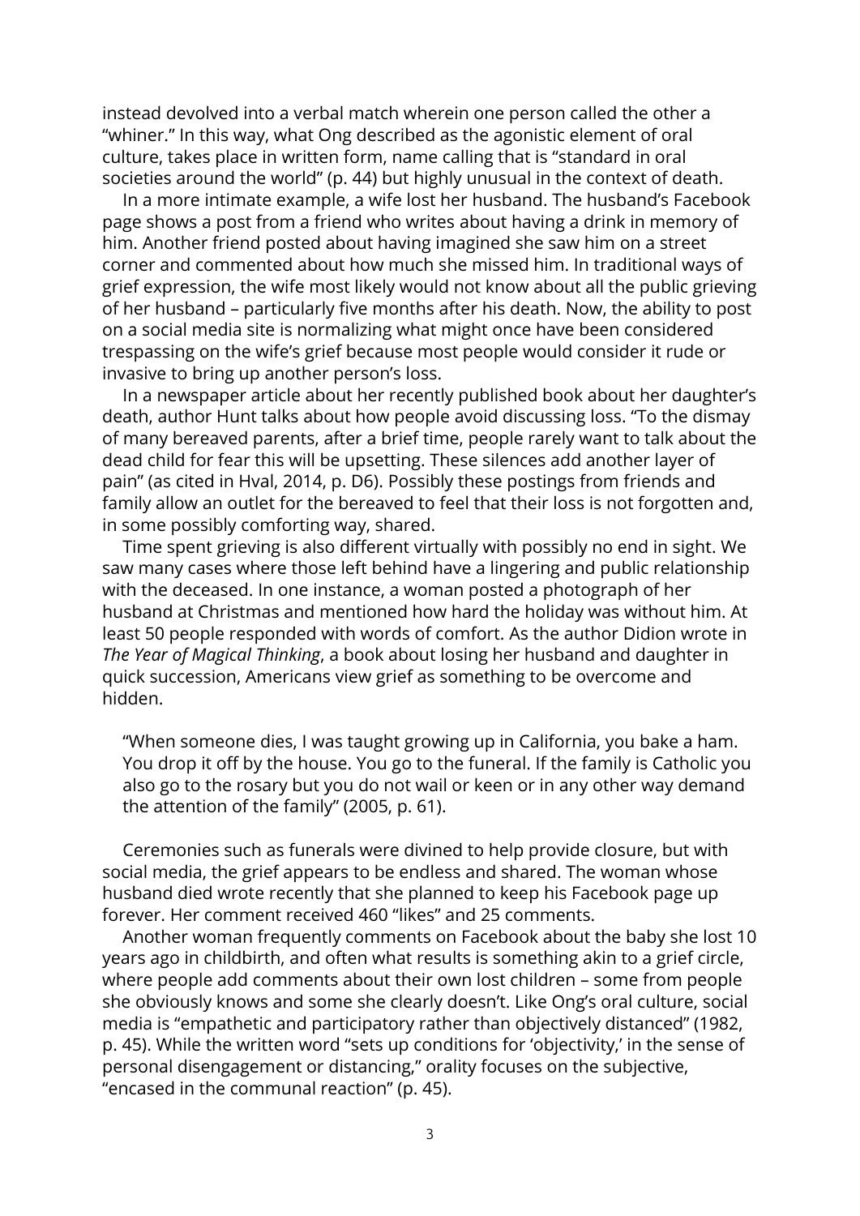instead devolved into a verbal match wherein one person called the other a "whiner." In this way, what Ong described as the agonistic element of oral culture, takes place in written form, name calling that is "standard in oral societies around the world" (p. 44) but highly unusual in the context of death.

In a more intimate example, a wife lost her husband. The husband's Facebook page shows a post from a friend who writes about having a drink in memory of him. Another friend posted about having imagined she saw him on a street corner and commented about how much she missed him. In traditional ways of grief expression, the wife most likely would not know about all the public grieving of her husband – particularly five months after his death. Now, the ability to post on a social media site is normalizing what might once have been considered trespassing on the wife's grief because most people would consider it rude or invasive to bring up another person's loss.

In a newspaper article about her recently published book about her daughter's death, author Hunt talks about how people avoid discussing loss. "To the dismay of many bereaved parents, after a brief time, people rarely want to talk about the dead child for fear this will be upsetting. These silences add another layer of pain" (as cited in Hval, 2014, p. D6). Possibly these postings from friends and family allow an outlet for the bereaved to feel that their loss is not forgotten and, in some possibly comforting way, shared.

Time spent grieving is also different virtually with possibly no end in sight. We saw many cases where those left behind have a lingering and public relationship with the deceased. In one instance, a woman posted a photograph of her husband at Christmas and mentioned how hard the holiday was without him. At least 50 people responded with words of comfort. As the author Didion wrote in *The Year of Magical Thinking*, a book about losing her husband and daughter in quick succession, Americans view grief as something to be overcome and hidden.

> "When someone dies, I was taught growing up in California, you bake a ham. You drop it off by the house. You go to the funeral. If the family is Catholic you also go to the rosary but you do not wail or keen or in any other way demand the attention of the family" (2005, p. 61).

Ceremonies such as funerals were divined to help provide closure, but with social media, the grief appears to be endless and shared. The woman whose husband died wrote recently that she planned to keep his Facebook page up forever. Her comment received 460 "likes" and 25 comments.

Another woman frequently comments on Facebook about the baby she lost 10 years ago in childbirth, and often what results is something akin to a grief circle, where people add comments about their own lost children – some from people she obviously knows and some she clearly doesn't. Like Ong's oral culture, social media is "empathetic and participatory rather than objectively distanced" (1982, p. 45). While the written word "sets up conditions for 'objectivity,' in the sense of personal disengagement or distancing," orality focuses on the subjective, "encased in the communal reaction" (p. 45).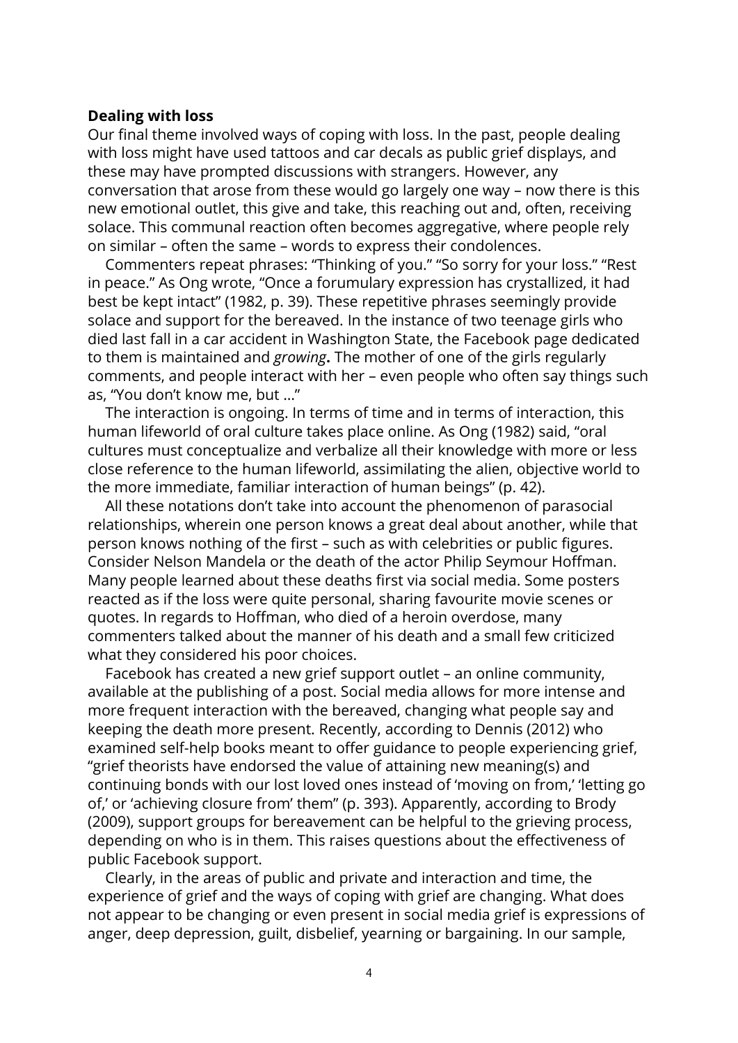**Dealing with loss**

Our final theme involved ways of coping with loss. In the past, people dealing with loss might have used tattoos and car decals as public grief displays, and these may have prompted discussions with strangers. However, any conversation that arose from these would go largely one way – now there is this new emotional outlet, this give and take, this reaching out and, often, receiving solace. This communal reaction often becomes aggregative, where people rely on similar – often the same – words to express their condolences.

Commenters repeat phrases: "Thinking of you." "So sorry for your loss." "Rest in peace." As Ong wrote, "Once a forumulary expression has crystallized, it had best be kept intact" (1982, p. 39). These repetitive phrases seemingly provide solace and support for the bereaved. In the instance of two teenage girls who died last fall in a car accident in Washington State, the Facebook page dedicated to them is maintained and *growing***.** The mother of one of the girls regularly comments, and people interact with her – even people who often say things such as, "You don't know me, but …"

The interaction is ongoing. In terms of time and in terms of interaction, this human lifeworld of oral culture takes place online. As Ong (1982) said, "oral cultures must conceptualize and verbalize all their knowledge with more or less close reference to the human lifeworld, assimilating the alien, objective world to the more immediate, familiar interaction of human beings" (p. 42).

All these notations don't take into account the phenomenon of parasocial relationships, wherein one person knows a great deal about another, while that person knows nothing of the first – such as with celebrities or public figures. Consider Nelson Mandela or the death of the actor Philip Seymour Hoffman. Many people learned about these deaths first via social media. Some posters reacted as if the loss were quite personal, sharing favourite movie scenes or quotes. In regards to Hoffman, who died of a heroin overdose, many commenters talked about the manner of his death and a small few criticized what they considered his poor choices.

Facebook has created a new grief support outlet – an online community, available at the publishing of a post. Social media allows for more intense and more frequent interaction with the bereaved, changing what people say and keeping the death more present. Recently, according to Dennis (2012) who examined self-help books meant to offer guidance to people experiencing grief, "grief theorists have endorsed the value of attaining new meaning(s) and continuing bonds with our lost loved ones instead of 'moving on from,' 'letting go of,' or 'achieving closure from' them" (p. 393). Apparently, according to Brody (2009), support groups for bereavement can be helpful to the grieving process, depending on who is in them. This raises questions about the effectiveness of public Facebook support.

Clearly, in the areas of public and private and interaction and time, the experience of grief and the ways of coping with grief are changing. What does not appear to be changing or even present in social media grief is expressions of anger, deep depression, guilt, disbelief, yearning or bargaining. In our sample,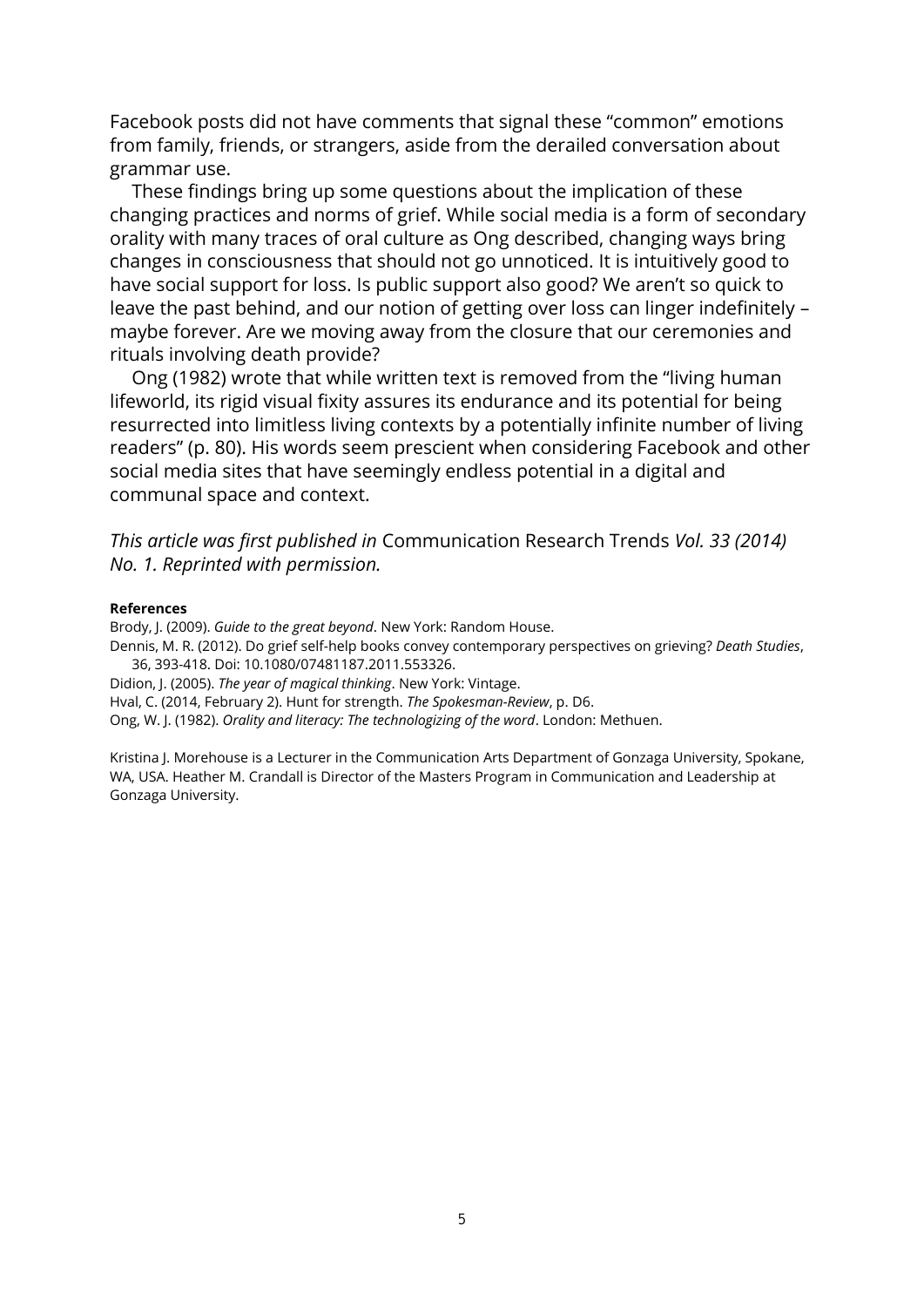Facebook posts did not have comments that signal these "common" emotions from family, friends, or strangers, aside from the derailed conversation about grammar use.

These findings bring up some questions about the implication of these changing practices and norms of grief. While social media is a form of secondary orality with many traces of oral culture as Ong described, changing ways bring changes in consciousness that should not go unnoticed. It is intuitively good to have social support for loss. Is public support also good? We aren't so quick to leave the past behind, and our notion of getting over loss can linger indefinitely – maybe forever. Are we moving away from the closure that our ceremonies and rituals involving death provide?

Ong (1982) wrote that while written text is removed from the "living human lifeworld, its rigid visual fixity assures its endurance and its potential for being resurrected into limitless living contexts by a potentially infinite number of living readers" (p. 80). His words seem prescient when considering Facebook and other social media sites that have seemingly endless potential in a digital and communal space and context.

*This article was first published in* Communication Research Trends *Vol. 33 (2014) No. 1. Reprinted with permission.*

**References**

Brody, J. (2009). *Guide to the great beyond*. New York: Random House.

Dennis, M. R. (2012). Do grief self-help books convey contemporary perspectives on grieving? *Death Studies*, 36, 393-418. Doi: 10.1080/07481187.2011.553326.

Didion, J. (2005). *The year of magical thinking*. New York: Vintage.

Hval, C. (2014, February 2). Hunt for strength. *The Spokesman-Review*, p. D6.

Ong, W. J. (1982). *Orality and literacy: The technologizing of the word*. London: Methuen.

Kristina J. Morehouse is a Lecturer in the Communication Arts Department of Gonzaga University, Spokane, WA, USA. Heather M. Crandall is Director of the Masters Program in Communication and Leadership at Gonzaga University.